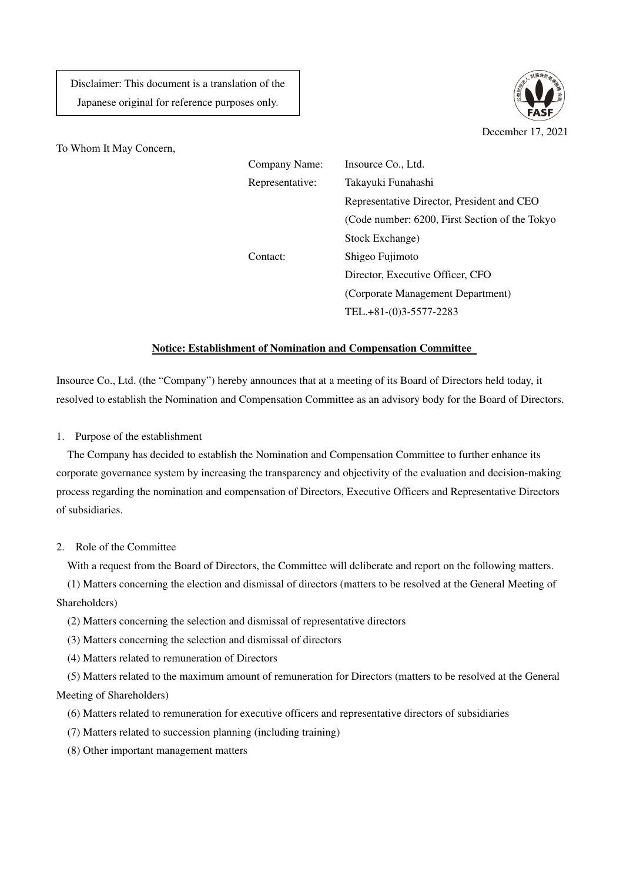Disclaimer: This document is a translation of the Japanese original for reference purposes only.

December 17, 2021

To Whom It May Concern,

| | |
|---|---|
| Company Name: | Insource Co., Ltd. |
| Representative: | Takayuki Funahashi |
| | Representative Director, President and CEO |
| | (Code number: 6200, First Section of the Tokyo Stock Exchange) |
| Contact: | Shigeo Fujimoto |
| | Director, Executive Officer, CFO |
| | (Corporate Management Department) |
| | TEL.+81-(0)3-5577-2283 |

## Notice: Establishment of Nomination and Compensation Committee

Insource Co., Ltd. (the "Company") hereby announces that at a meeting of its Board of Directors held today, it resolved to establish the Nomination and Compensation Committee as an advisory body for the Board of Directors.

1. Purpose of the establishment

The Company has decided to establish the Nomination and Compensation Committee to further enhance its corporate governance system by increasing the transparency and objectivity of the evaluation and decision-making process regarding the nomination and compensation of Directors, Executive Officers and Representative Directors of subsidiaries.

2. Role of the Committee

With a request from the Board of Directors, the Committee will deliberate and report on the following matters.

(1) Matters concerning the election and dismissal of directors (matters to be resolved at the General Meeting of Shareholders)

(2) Matters concerning the selection and dismissal of representative directors

(3) Matters concerning the selection and dismissal of directors

(4) Matters related to remuneration of Directors

(5) Matters related to the maximum amount of remuneration for Directors (matters to be resolved at the General Meeting of Shareholders)

(6) Matters related to remuneration for executive officers and representative directors of subsidiaries

(7) Matters related to succession planning (including training)

(8) Other important management matters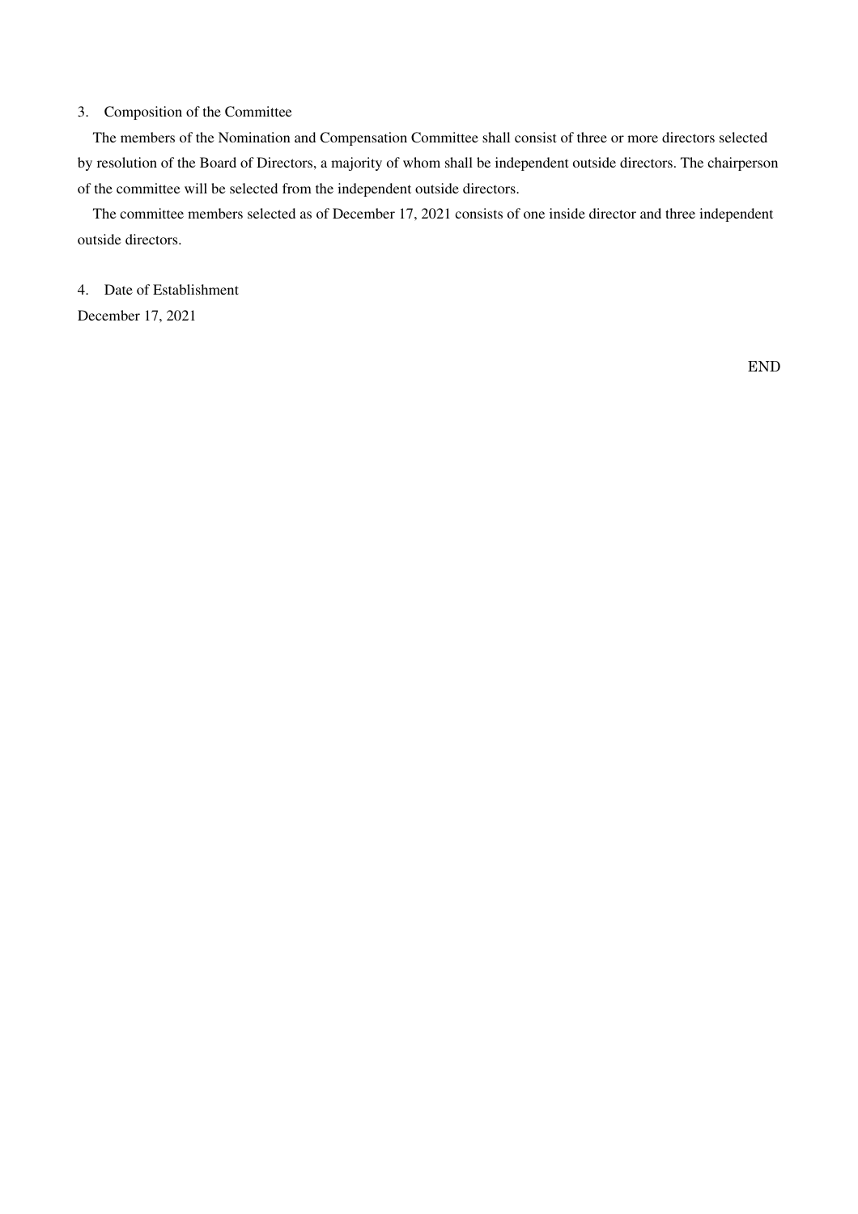3. Composition of the Committee

The members of the Nomination and Compensation Committee shall consist of three or more directors selected by resolution of the Board of Directors, a majority of whom shall be independent outside directors. The chairperson of the committee will be selected from the independent outside directors.

The committee members selected as of December 17, 2021 consists of one inside director and three independent outside directors.

4. Date of Establishment

December 17, 2021

END